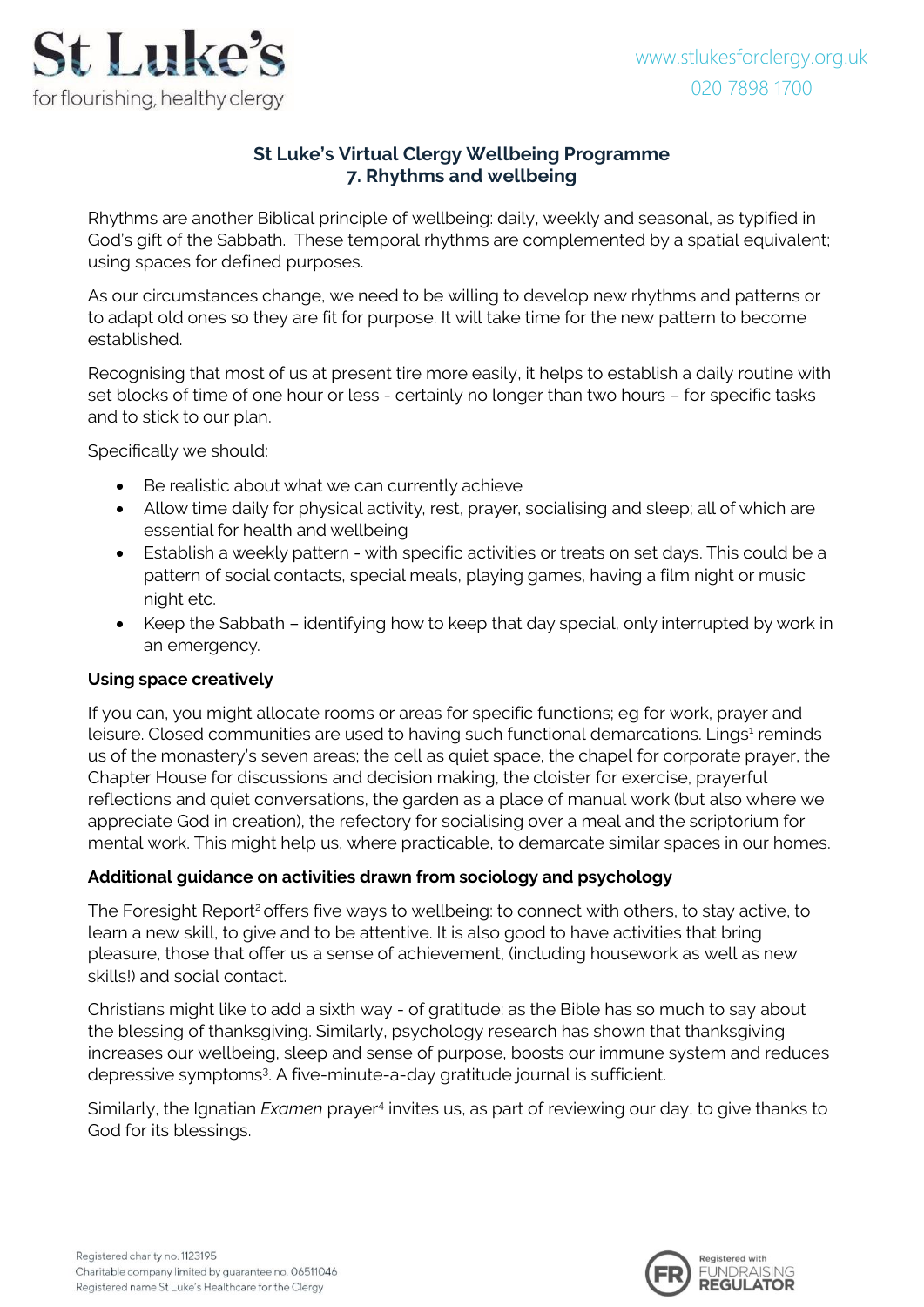# St Luke's Virtual Clergy Wellbeing Programme
## 7. Rhythms and wellbeing

Rhythms are another Biblical principle of wellbeing: daily, weekly and seasonal, as typified in God's gift of the Sabbath. These temporal rhythms are complemented by a spatial equivalent; using spaces for defined purposes.

As our circumstances change, we need to be willing to develop new rhythms and patterns or to adapt old ones so they are fit for purpose. It will take time for the new pattern to become established.

Recognising that most of us at present tire more easily, it helps to establish a daily routine with set blocks of time of one hour or less - certainly no longer than two hours – for specific tasks and to stick to our plan.

Specifically we should:

- Be realistic about what we can currently achieve
- Allow time daily for physical activity, rest, prayer, socialising and sleep; all of which are essential for health and wellbeing
- Establish a weekly pattern - with specific activities or treats on set days. This could be a pattern of social contacts, special meals, playing games, having a film night or music night etc.
- Keep the Sabbath – identifying how to keep that day special, only interrupted by work in an emergency.

### Using space creatively

If you can, you might allocate rooms or areas for specific functions; eg for work, prayer and leisure. Closed communities are used to having such functional demarcations. Lings[1] reminds us of the monastery's seven areas; the cell as quiet space, the chapel for corporate prayer, the Chapter House for discussions and decision making, the cloister for exercise, prayerful reflections and quiet conversations, the garden as a place of manual work (but also where we appreciate God in creation), the refectory for socialising over a meal and the scriptorium for mental work. This might help us, where practicable, to demarcate similar spaces in our homes.

### Additional guidance on activities drawn from sociology and psychology

The Foresight Report[2] offers five ways to wellbeing: to connect with others, to stay active, to learn a new skill, to give and to be attentive. It is also good to have activities that bring pleasure, those that offer us a sense of achievement, (including housework as well as new skills!) and social contact.

Christians might like to add a sixth way - of gratitude: as the Bible has so much to say about the blessing of thanksgiving. Similarly, psychology research has shown that thanksgiving increases our wellbeing, sleep and sense of purpose, boosts our immune system and reduces depressive symptoms[3]. A five-minute-a-day gratitude journal is sufficient.

Similarly, the Ignatian *Examen* prayer[4] invites us, as part of reviewing our day, to give thanks to God for its blessings.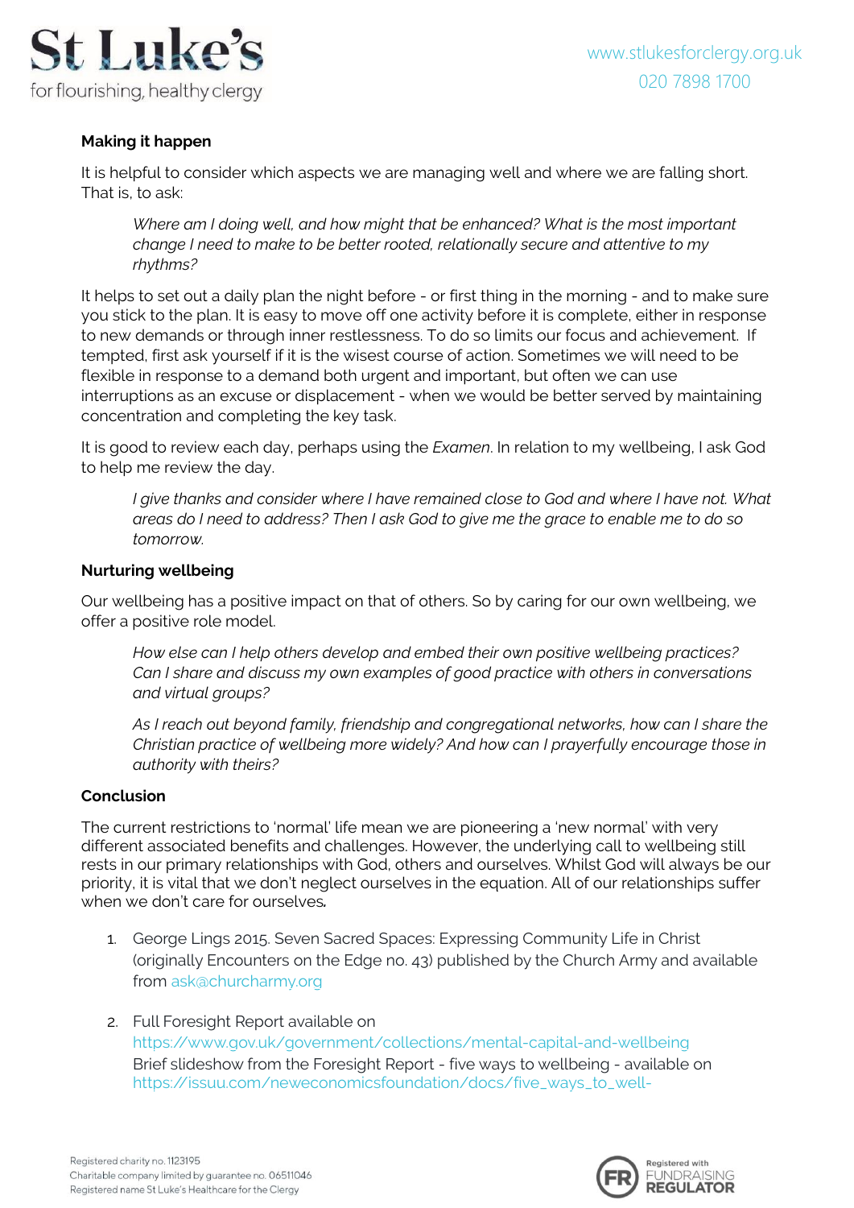**Making it happen**

It is helpful to consider which aspects we are managing well and where we are falling short. That is, to ask:

> *Where am I doing well, and how might that be enhanced? What is the most important change I need to make to be better rooted, relationally secure and attentive to my rhythms?*

It helps to set out a daily plan the night before - or first thing in the morning - and to make sure you stick to the plan. It is easy to move off one activity before it is complete, either in response to new demands or through inner restlessness. To do so limits our focus and achievement. If tempted, first ask yourself if it is the wisest course of action. Sometimes we will need to be flexible in response to a demand both urgent and important, but often we can use interruptions as an excuse or displacement - when we would be better served by maintaining concentration and completing the key task.

It is good to review each day, perhaps using the *Examen*. In relation to my wellbeing, I ask God to help me review the day.

> *I give thanks and consider where I have remained close to God and where I have not. What areas do I need to address? Then I ask God to give me the grace to enable me to do so tomorrow.*

**Nurturing wellbeing**

Our wellbeing has a positive impact on that of others. So by caring for our own wellbeing, we offer a positive role model.

> *How else can I help others develop and embed their own positive wellbeing practices? Can I share and discuss my own examples of good practice with others in conversations and virtual groups?*
>
> *As I reach out beyond family, friendship and congregational networks, how can I share the Christian practice of wellbeing more widely? And how can I prayerfully encourage those in authority with theirs?*

**Conclusion**

The current restrictions to 'normal' life mean we are pioneering a 'new normal' with very different associated benefits and challenges. However, the underlying call to wellbeing still rests in our primary relationships with God, others and ourselves. Whilst God will always be our priority, it is vital that we don't neglect ourselves in the equation. All of our relationships suffer when we don't care for ourselves.

1. George Lings 2015. Seven Sacred Spaces: Expressing Community Life in Christ (originally Encounters on the Edge no. 43) published by the Church Army and available from ask@churcharmy.org

2. Full Foresight Report available on https://www.gov.uk/government/collections/mental-capital-and-wellbeing
   Brief slideshow from the Foresight Report - five ways to wellbeing - available on https://issuu.com/neweconomicsfoundation/docs/five_ways_to_well-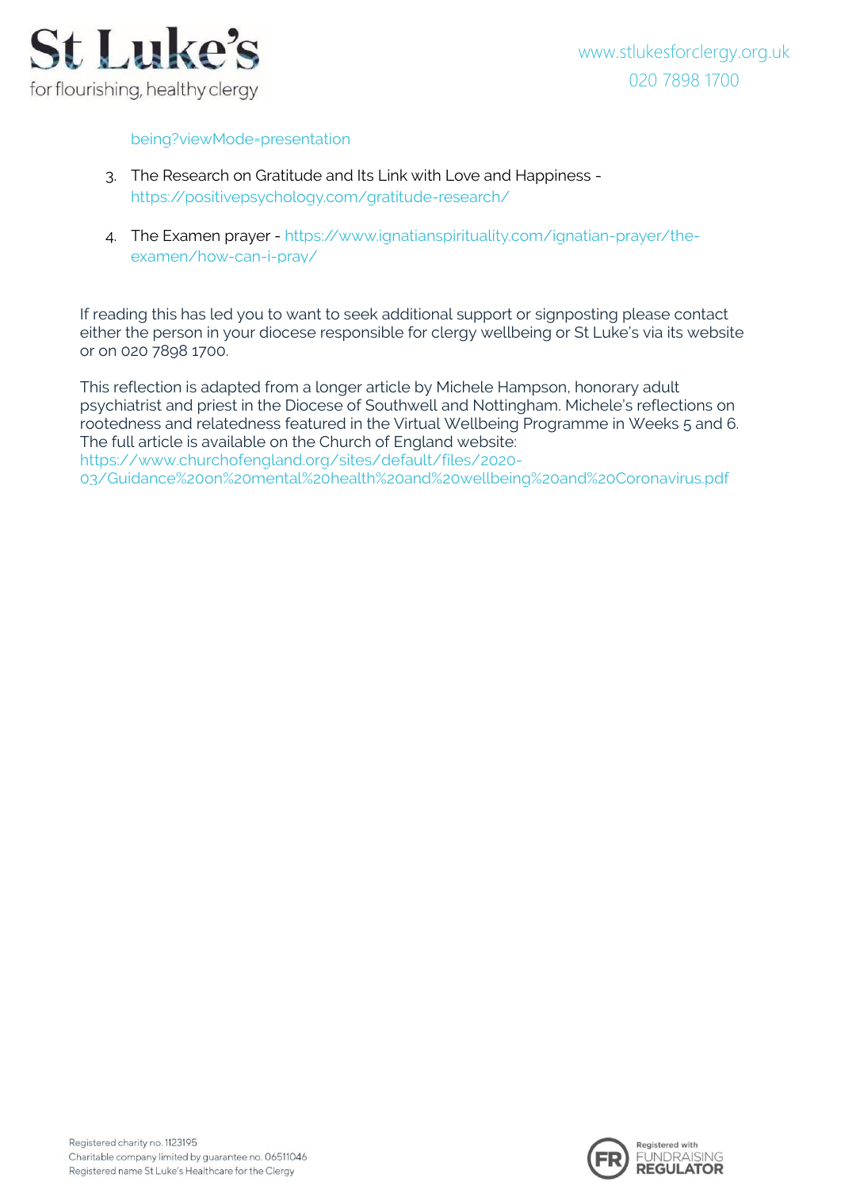being?viewMode=presentation

3. The Research on Gratitude and Its Link with Love and Happiness - https://positivepsychology.com/gratitude-research/

4. The Examen prayer - https://www.ignatianspirituality.com/ignatian-prayer/the-examen/how-can-i-pray/

If reading this has led you to want to seek additional support or signposting please contact either the person in your diocese responsible for clergy wellbeing or St Luke's via its website or on 020 7898 1700.

This reflection is adapted from a longer article by Michele Hampson, honorary adult psychiatrist and priest in the Diocese of Southwell and Nottingham. Michele's reflections on rootedness and relatedness featured in the Virtual Wellbeing Programme in Weeks 5 and 6. The full article is available on the Church of England website: https://www.churchofengland.org/sites/default/files/2020-03/Guidance%20on%20mental%20health%20and%20wellbeing%20and%20Coronavirus.pdf